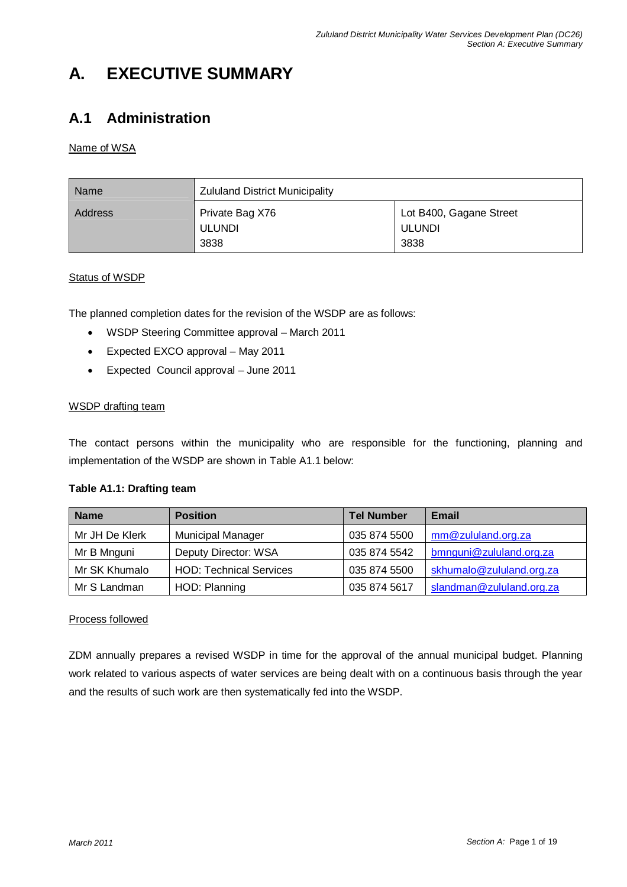# A. EXECUTIVE SUMMARY

## A.1 Administration

Name of WSA

| Name | Zululand District Municipality | |
|---|---|---|
| Address | Private Bag X76<br>ULUNDI<br>3838 | Lot B400, Gagane Street<br>ULUNDI<br>3838 |

Status of WSDP

The planned completion dates for the revision of the WSDP are as follows:

- WSDP Steering Committee approval – March 2011
- Expected EXCO approval – May 2011
- Expected Council approval – June 2011

WSDP drafting team

The contact persons within the municipality who are responsible for the functioning, planning and implementation of the WSDP are shown in Table A1.1 below:

**Table A1.1: Drafting team**

| Name | Position | Tel Number | Email |
|---|---|---|---|
| Mr JH De Klerk | Municipal Manager | 035 874 5500 | mm@zululand.org.za |
| Mr B Mnguni | Deputy Director: WSA | 035 874 5542 | bmnguni@zululand.org.za |
| Mr SK Khumalo | HOD: Technical Services | 035 874 5500 | skhumalo@zululand.org.za |
| Mr S Landman | HOD: Planning | 035 874 5617 | slandman@zululand.org.za |

Process followed

ZDM annually prepares a revised WSDP in time for the approval of the annual municipal budget. Planning work related to various aspects of water services are being dealt with on a continuous basis through the year and the results of such work are then systematically fed into the WSDP.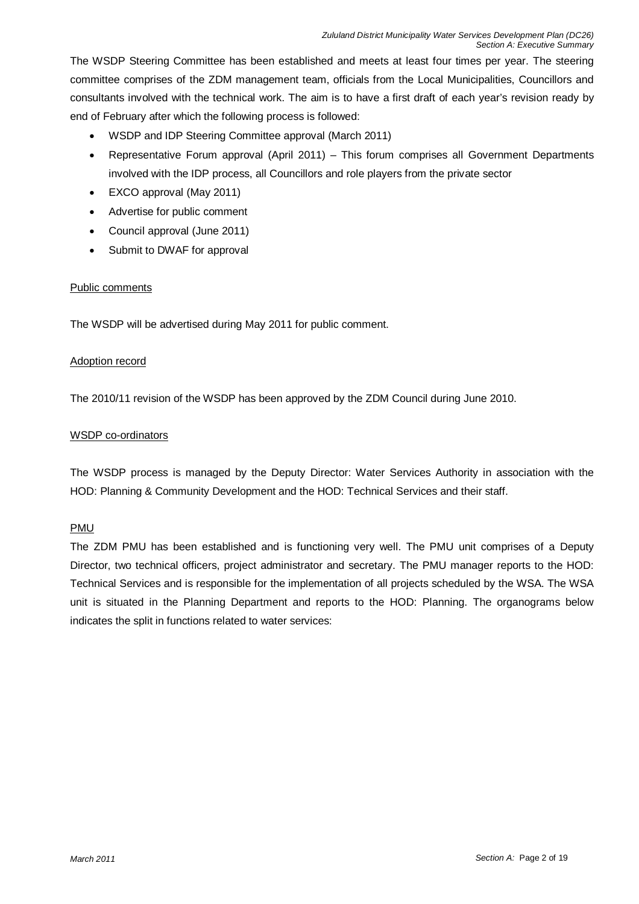The WSDP Steering Committee has been established and meets at least four times per year. The steering committee comprises of the ZDM management team, officials from the Local Municipalities, Councillors and consultants involved with the technical work. The aim is to have a first draft of each year's revision ready by end of February after which the following process is followed:

- WSDP and IDP Steering Committee approval (March 2011)
- Representative Forum approval (April 2011) – This forum comprises all Government Departments involved with the IDP process, all Councillors and role players from the private sector
- EXCO approval (May 2011)
- Advertise for public comment
- Council approval (June 2011)
- Submit to DWAF for approval

<u>Public comments</u>

The WSDP will be advertised during May 2011 for public comment.

<u>Adoption record</u>

The 2010/11 revision of the WSDP has been approved by the ZDM Council during June 2010.

<u>WSDP co-ordinators</u>

The WSDP process is managed by the Deputy Director: Water Services Authority in association with the HOD: Planning & Community Development and the HOD: Technical Services and their staff.

<u>PMU</u>

The ZDM PMU has been established and is functioning very well. The PMU unit comprises of a Deputy Director, two technical officers, project administrator and secretary. The PMU manager reports to the HOD: Technical Services and is responsible for the implementation of all projects scheduled by the WSA. The WSA unit is situated in the Planning Department and reports to the HOD: Planning. The organograms below indicates the split in functions related to water services: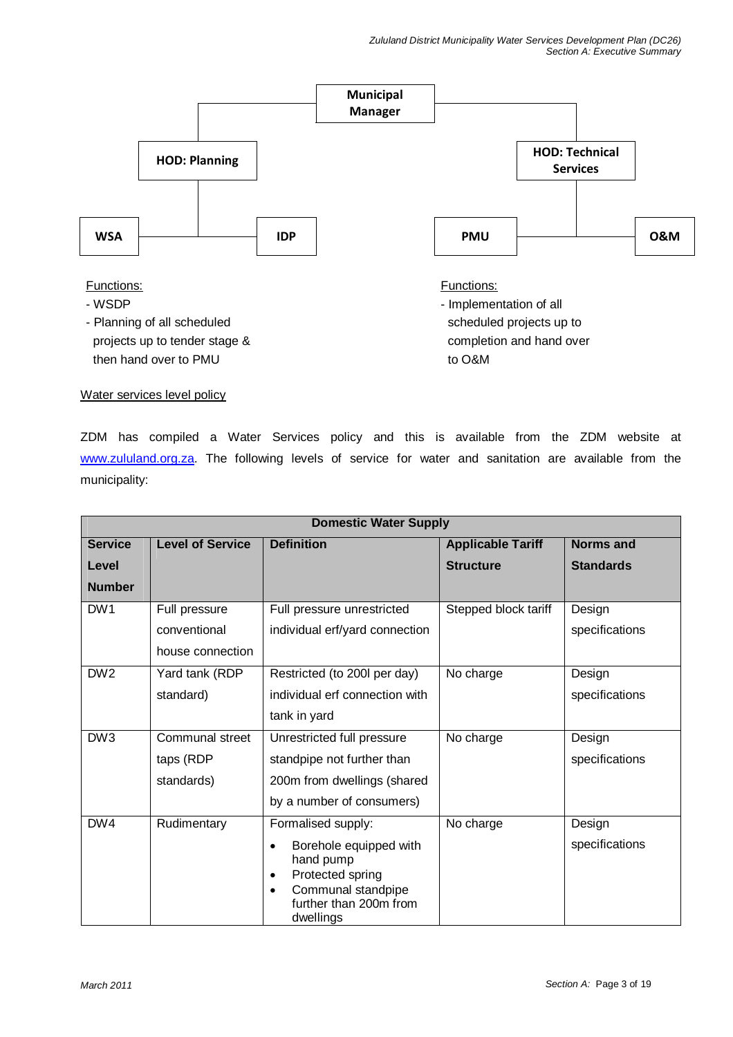Municipal Manager

HOD: Planning

- WSA
- IDP

Functions:
- WSDP
- Planning of all scheduled projects up to tender stage & then hand over to PMU

HOD: Technical Services

- PMU
- O&M

Functions:
- Implementation of all scheduled projects up to completion and hand over to O&M

Water services level policy

ZDM has compiled a Water Services policy and this is available from the ZDM website at www.zululand.org.za. The following levels of service for water and sanitation are available from the municipality:

| Domestic Water Supply | | | | |
|---|---|---|---|---|
| **Service Level Number** | **Level of Service** | **Definition** | **Applicable Tariff Structure** | **Norms and Standards** |
| DW1 | Full pressure conventional house connection | Full pressure unrestricted individual erf/yard connection | Stepped block tariff | Design specifications |
| DW2 | Yard tank (RDP standard) | Restricted (to 200l per day) individual erf connection with tank in yard | No charge | Design specifications |
| DW3 | Communal street taps (RDP standards) | Unrestricted full pressure standpipe not further than 200m from dwellings (shared by a number of consumers) | No charge | Design specifications |
| DW4 | Rudimentary | Formalised supply:<br>• Borehole equipped with hand pump<br>• Protected spring<br>• Communal standpipe further than 200m from dwellings | No charge | Design specifications |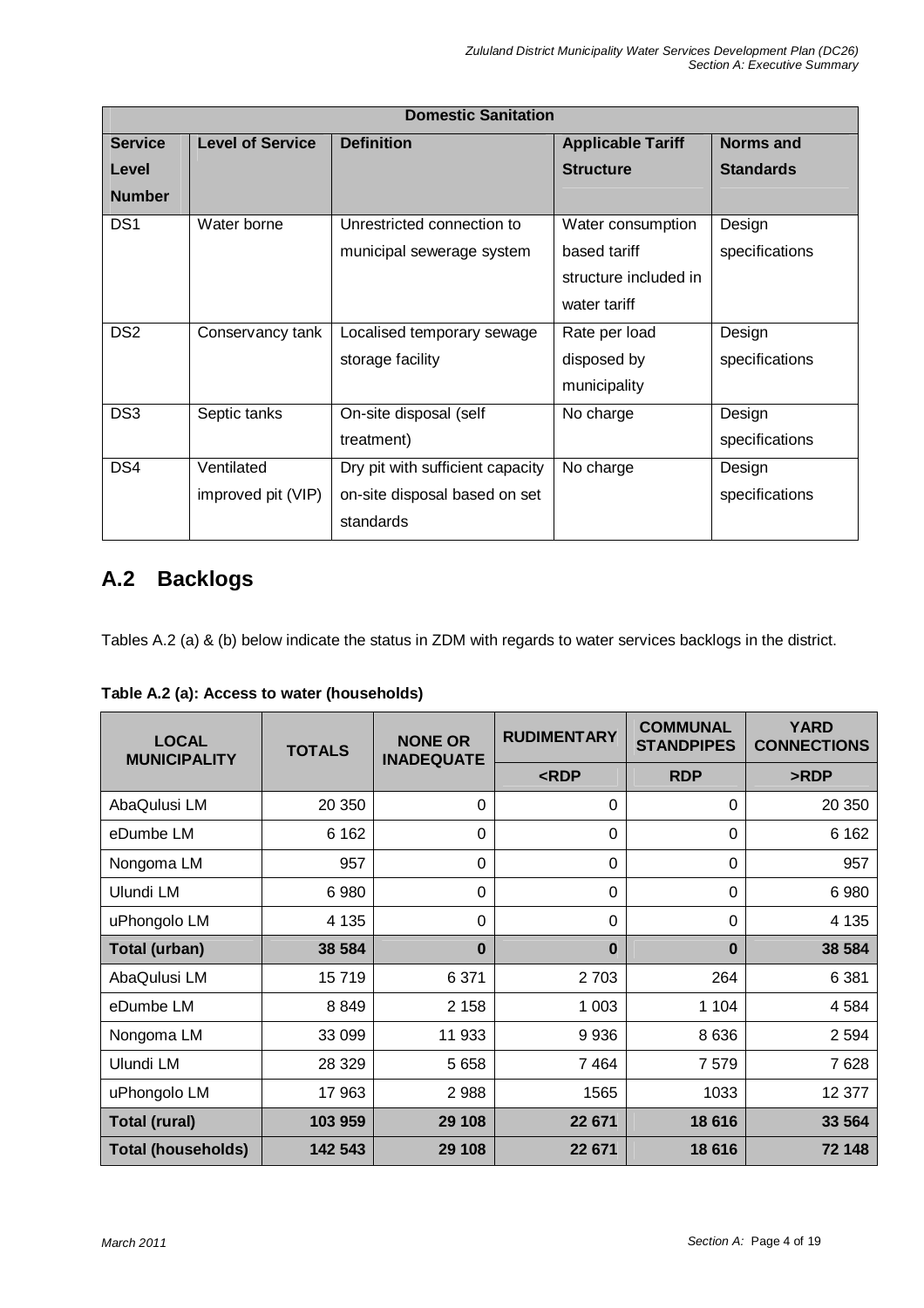| Domestic Sanitation | | | | |
|---|---|---|---|---|
| **Service Level Number** | **Level of Service** | **Definition** | **Applicable Tariff Structure** | **Norms and Standards** |
| DS1 | Water borne | Unrestricted connection to municipal sewerage system | Water consumption based tariff structure included in water tariff | Design specifications |
| DS2 | Conservancy tank | Localised temporary sewage storage facility | Rate per load disposed by municipality | Design specifications |
| DS3 | Septic tanks | On-site disposal (self treatment) | No charge | Design specifications |
| DS4 | Ventilated improved pit (VIP) | Dry pit with sufficient capacity on-site disposal based on set standards | No charge | Design specifications |

## A.2 Backlogs

Tables A.2 (a) & (b) below indicate the status in ZDM with regards to water services backlogs in the district.

**Table A.2 (a): Access to water (households)**

| LOCAL MUNICIPALITY | TOTALS | NONE OR INADEQUATE | RUDIMENTARY | COMMUNAL STANDPIPES | YARD CONNECTIONS |
|---|---|---|---|---|---|
| | | | <RDP | RDP | >RDP |
| AbaQulusi LM | 20 350 | 0 | 0 | 0 | 20 350 |
| eDumbe LM | 6 162 | 0 | 0 | 0 | 6 162 |
| Nongoma LM | 957 | 0 | 0 | 0 | 957 |
| Ulundi LM | 6 980 | 0 | 0 | 0 | 6 980 |
| uPhongolo LM | 4 135 | 0 | 0 | 0 | 4 135 |
| **Total (urban)** | **38 584** | **0** | **0** | **0** | **38 584** |
| AbaQulusi LM | 15 719 | 6 371 | 2 703 | 264 | 6 381 |
| eDumbe LM | 8 849 | 2 158 | 1 003 | 1 104 | 4 584 |
| Nongoma LM | 33 099 | 11 933 | 9 936 | 8 636 | 2 594 |
| Ulundi LM | 28 329 | 5 658 | 7 464 | 7 579 | 7 628 |
| uPhongolo LM | 17 963 | 2 988 | 1565 | 1033 | 12 377 |
| **Total (rural)** | **103 959** | **29 108** | **22 671** | **18 616** | **33 564** |
| **Total (households)** | **142 543** | **29 108** | **22 671** | **18 616** | **72 148** |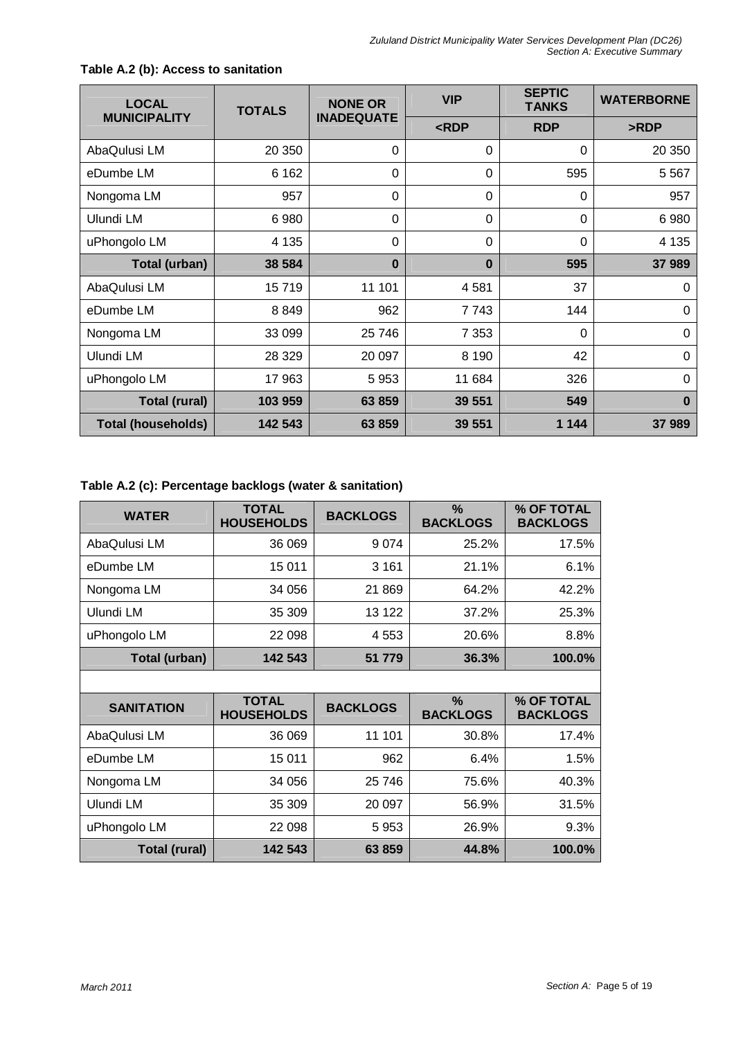**Table A.2 (b): Access to sanitation**

| LOCAL MUNICIPALITY | TOTALS | NONE OR INADEQUATE | VIP | SEPTIC TANKS | WATERBORNE |
|---|---|---|---|---|---|
| | | | <RDP | RDP | >RDP |
| AbaQulusi LM | 20 350 | 0 | 0 | 0 | 20 350 |
| eDumbe LM | 6 162 | 0 | 0 | 595 | 5 567 |
| Nongoma LM | 957 | 0 | 0 | 0 | 957 |
| Ulundi LM | 6 980 | 0 | 0 | 0 | 6 980 |
| uPhongolo LM | 4 135 | 0 | 0 | 0 | 4 135 |
| **Total (urban)** | **38 584** | **0** | **0** | **595** | **37 989** |
| AbaQulusi LM | 15 719 | 11 101 | 4 581 | 37 | 0 |
| eDumbe LM | 8 849 | 962 | 7 743 | 144 | 0 |
| Nongoma LM | 33 099 | 25 746 | 7 353 | 0 | 0 |
| Ulundi LM | 28 329 | 20 097 | 8 190 | 42 | 0 |
| uPhongolo LM | 17 963 | 5 953 | 11 684 | 326 | 0 |
| **Total (rural)** | **103 959** | **63 859** | **39 551** | **549** | **0** |
| **Total (households)** | **142 543** | **63 859** | **39 551** | **1 144** | **37 989** |

**Table A.2 (c): Percentage backlogs (water & sanitation)**

| WATER | TOTAL HOUSEHOLDS | BACKLOGS | % BACKLOGS | % OF TOTAL BACKLOGS |
|---|---|---|---|---|
| AbaQulusi LM | 36 069 | 9 074 | 25.2% | 17.5% |
| eDumbe LM | 15 011 | 3 161 | 21.1% | 6.1% |
| Nongoma LM | 34 056 | 21 869 | 64.2% | 42.2% |
| Ulundi LM | 35 309 | 13 122 | 37.2% | 25.3% |
| uPhongolo LM | 22 098 | 4 553 | 20.6% | 8.8% |
| **Total (urban)** | **142 543** | **51 779** | **36.3%** | **100.0%** |
| | | | | |
| **SANITATION** | **TOTAL HOUSEHOLDS** | **BACKLOGS** | **% BACKLOGS** | **% OF TOTAL BACKLOGS** |
| AbaQulusi LM | 36 069 | 11 101 | 30.8% | 17.4% |
| eDumbe LM | 15 011 | 962 | 6.4% | 1.5% |
| Nongoma LM | 34 056 | 25 746 | 75.6% | 40.3% |
| Ulundi LM | 35 309 | 20 097 | 56.9% | 31.5% |
| uPhongolo LM | 22 098 | 5 953 | 26.9% | 9.3% |
| **Total (rural)** | **142 543** | **63 859** | **44.8%** | **100.0%** |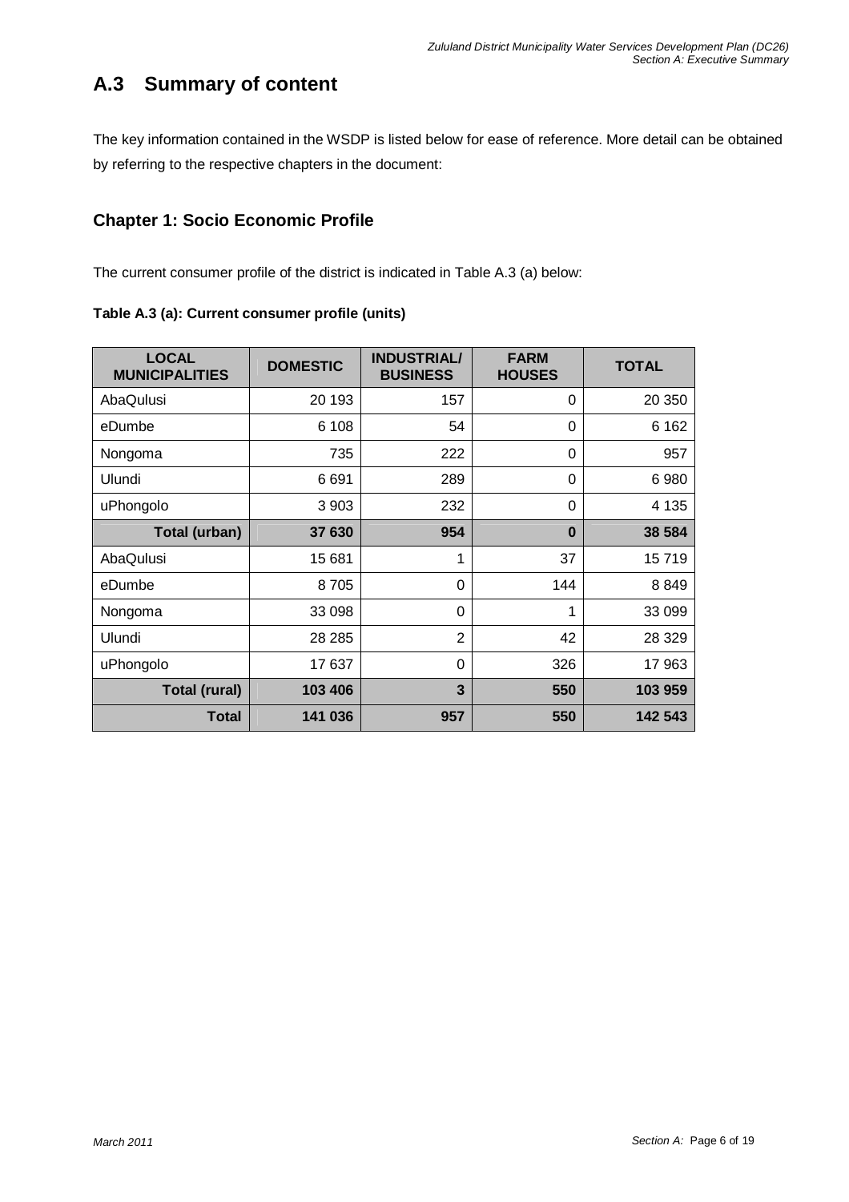## A.3 Summary of content

The key information contained in the WSDP is listed below for ease of reference. More detail can be obtained by referring to the respective chapters in the document:

### Chapter 1: Socio Economic Profile

The current consumer profile of the district is indicated in Table A.3 (a) below:

**Table A.3 (a): Current consumer profile (units)**

| LOCAL MUNICIPALITIES | DOMESTIC | INDUSTRIAL/ BUSINESS | FARM HOUSES | TOTAL |
|---|---|---|---|---|
| AbaQulusi | 20 193 | 157 | 0 | 20 350 |
| eDumbe | 6 108 | 54 | 0 | 6 162 |
| Nongoma | 735 | 222 | 0 | 957 |
| Ulundi | 6 691 | 289 | 0 | 6 980 |
| uPhongolo | 3 903 | 232 | 0 | 4 135 |
| **Total (urban)** | **37 630** | **954** | **0** | **38 584** |
| AbaQulusi | 15 681 | 1 | 37 | 15 719 |
| eDumbe | 8 705 | 0 | 144 | 8 849 |
| Nongoma | 33 098 | 0 | 1 | 33 099 |
| Ulundi | 28 285 | 2 | 42 | 28 329 |
| uPhongolo | 17 637 | 0 | 326 | 17 963 |
| **Total (rural)** | **103 406** | **3** | **550** | **103 959** |
| **Total** | **141 036** | **957** | **550** | **142 543** |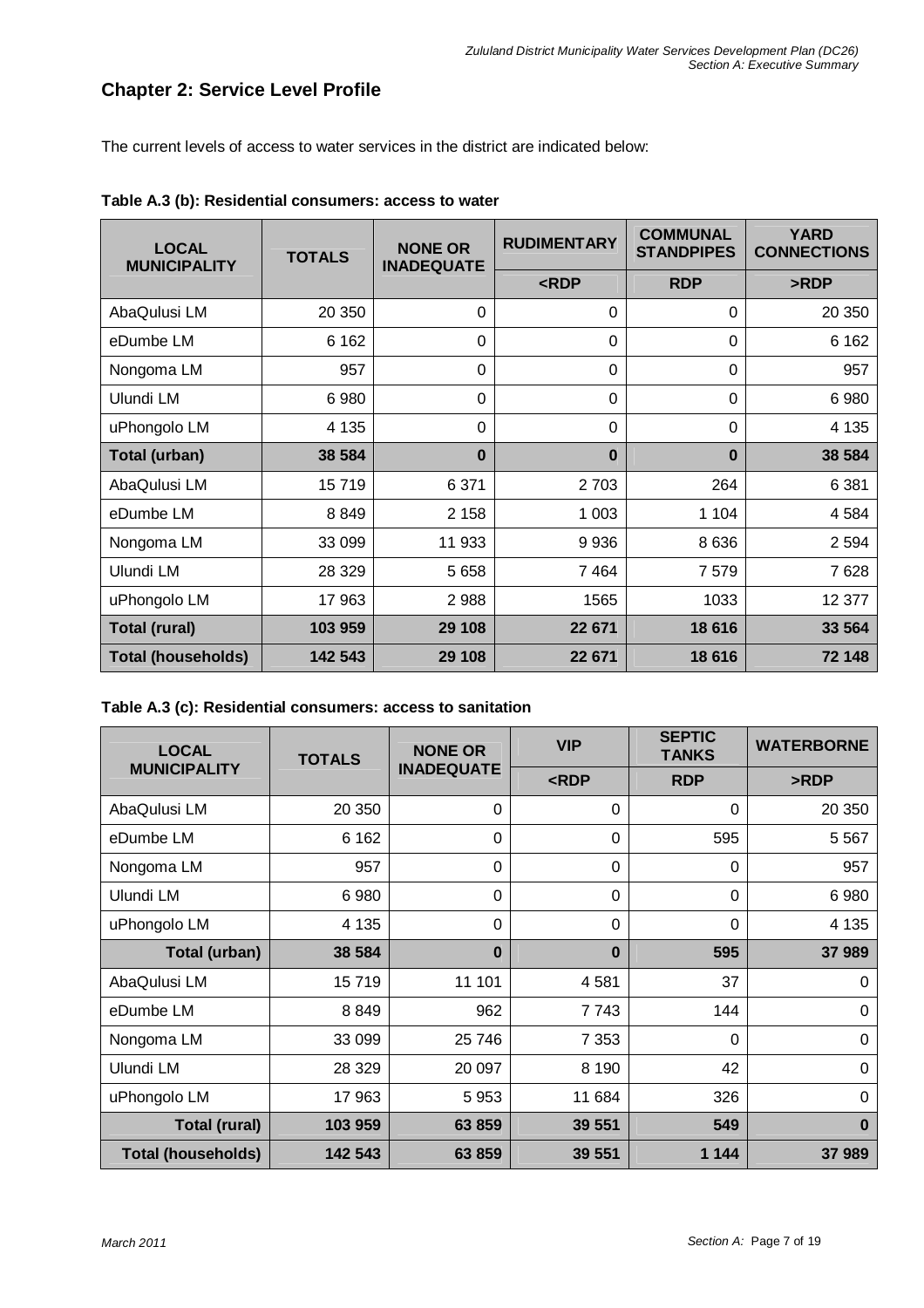## Chapter 2: Service Level Profile

The current levels of access to water services in the district are indicated below:

**Table A.3 (b): Residential consumers: access to water**

| LOCAL MUNICIPALITY | TOTALS | NONE OR INADEQUATE | RUDIMENTARY | COMMUNAL STANDPIPES | YARD CONNECTIONS |
|---|---|---|---|---|---|
| | | | <RDP | RDP | >RDP |
| AbaQulusi LM | 20 350 | 0 | 0 | 0 | 20 350 |
| eDumbe LM | 6 162 | 0 | 0 | 0 | 6 162 |
| Nongoma LM | 957 | 0 | 0 | 0 | 957 |
| Ulundi LM | 6 980 | 0 | 0 | 0 | 6 980 |
| uPhongolo LM | 4 135 | 0 | 0 | 0 | 4 135 |
| **Total (urban)** | **38 584** | **0** | **0** | **0** | **38 584** |
| AbaQulusi LM | 15 719 | 6 371 | 2 703 | 264 | 6 381 |
| eDumbe LM | 8 849 | 2 158 | 1 003 | 1 104 | 4 584 |
| Nongoma LM | 33 099 | 11 933 | 9 936 | 8 636 | 2 594 |
| Ulundi LM | 28 329 | 5 658 | 7 464 | 7 579 | 7 628 |
| uPhongolo LM | 17 963 | 2 988 | 1565 | 1033 | 12 377 |
| **Total (rural)** | **103 959** | **29 108** | **22 671** | **18 616** | **33 564** |
| **Total (households)** | **142 543** | **29 108** | **22 671** | **18 616** | **72 148** |

**Table A.3 (c): Residential consumers: access to sanitation**

| LOCAL MUNICIPALITY | TOTALS | NONE OR INADEQUATE | VIP | SEPTIC TANKS | WATERBORNE |
|---|---|---|---|---|---|
| | | | <RDP | RDP | >RDP |
| AbaQulusi LM | 20 350 | 0 | 0 | 0 | 20 350 |
| eDumbe LM | 6 162 | 0 | 0 | 595 | 5 567 |
| Nongoma LM | 957 | 0 | 0 | 0 | 957 |
| Ulundi LM | 6 980 | 0 | 0 | 0 | 6 980 |
| uPhongolo LM | 4 135 | 0 | 0 | 0 | 4 135 |
| **Total (urban)** | **38 584** | **0** | **0** | **595** | **37 989** |
| AbaQulusi LM | 15 719 | 11 101 | 4 581 | 37 | 0 |
| eDumbe LM | 8 849 | 962 | 7 743 | 144 | 0 |
| Nongoma LM | 33 099 | 25 746 | 7 353 | 0 | 0 |
| Ulundi LM | 28 329 | 20 097 | 8 190 | 42 | 0 |
| uPhongolo LM | 17 963 | 5 953 | 11 684 | 326 | 0 |
| **Total (rural)** | **103 959** | **63 859** | **39 551** | **549** | **0** |
| **Total (households)** | **142 543** | **63 859** | **39 551** | **1 144** | **37 989** |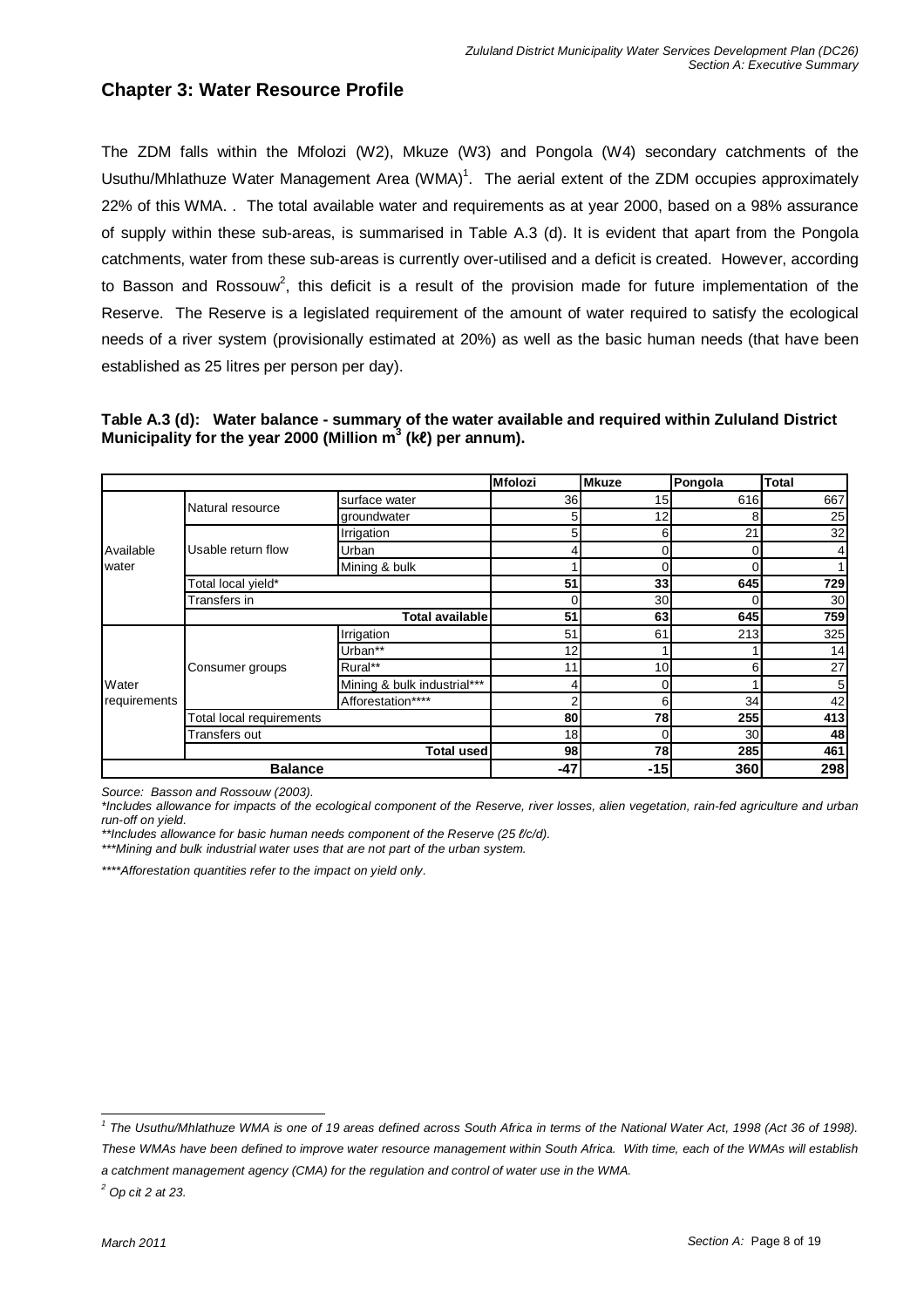## Chapter 3: Water Resource Profile

The ZDM falls within the Mfolozi (W2), Mkuze (W3) and Pongola (W4) secondary catchments of the Usuthu/Mhlathuze Water Management Area (WMA)[1]. The aerial extent of the ZDM occupies approximately 22% of this WMA. . The total available water and requirements as at year 2000, based on a 98% assurance of supply within these sub-areas, is summarised in Table A.3 (d). It is evident that apart from the Pongola catchments, water from these sub-areas is currently over-utilised and a deficit is created. However, according to Basson and Rossouw[2], this deficit is a result of the provision made for future implementation of the Reserve. The Reserve is a legislated requirement of the amount of water required to satisfy the ecological needs of a river system (provisionally estimated at 20%) as well as the basic human needs (that have been established as 25 litres per person per day).

**Table A.3 (d): Water balance - summary of the water available and required within Zululand District Municipality for the year 2000 (Million m$^3$ (kℓ) per annum).**

| | | | Mfolozi | Mkuze | Pongola | Total |
|---|---|---|---|---|---|---|
| Available water | Natural resource | surface water | 36 | 15 | 616 | 667 |
| | | groundwater | 5 | 12 | 8 | 25 |
| | Usable return flow | Irrigation | 5 | 6 | 21 | 32 |
| | | Urban | 4 | 0 | 0 | 4 |
| | | Mining & bulk | 1 | 0 | 0 | 1 |
| | Total local yield* | | **51** | **33** | **645** | **729** |
| | Transfers in | | 0 | 30 | 0 | 30 |
| | | **Total available** | **51** | **63** | **645** | **759** |
| Water requirements | Consumer groups | Irrigation | 51 | 61 | 213 | 325 |
| | | Urban** | 12 | 1 | 1 | 14 |
| | | Rural** | 11 | 10 | 6 | 27 |
| | | Mining & bulk industrial*** | 4 | 0 | 1 | 5 |
| | | Afforestation**** | 2 | 6 | 34 | 42 |
| | Total local requirements | | **80** | **78** | **255** | **413** |
| | Transfers out | | 18 | 0 | 30 | **48** |
| | | **Total used** | **98** | **78** | **285** | **461** |
| **Balance** | | | **-47** | **-15** | **360** | **298** |

*Source: Basson and Rossouw (2003).*

*\*Includes allowance for impacts of the ecological component of the Reserve, river losses, alien vegetation, rain-fed agriculture and urban run-off on yield.*

*\*\*Includes allowance for basic human needs component of the Reserve (25 ℓ/c/d).*

*\*\*\*Mining and bulk industrial water uses that are not part of the urban system.*

*\*\*\*\*Afforestation quantities refer to the impact on yield only.*

---

[1] *The Usuthu/Mhlathuze WMA is one of 19 areas defined across South Africa in terms of the National Water Act, 1998 (Act 36 of 1998). These WMAs have been defined to improve water resource management within South Africa. With time, each of the WMAs will establish a catchment management agency (CMA) for the regulation and control of water use in the WMA.*

[2] *Op cit 2 at 23.*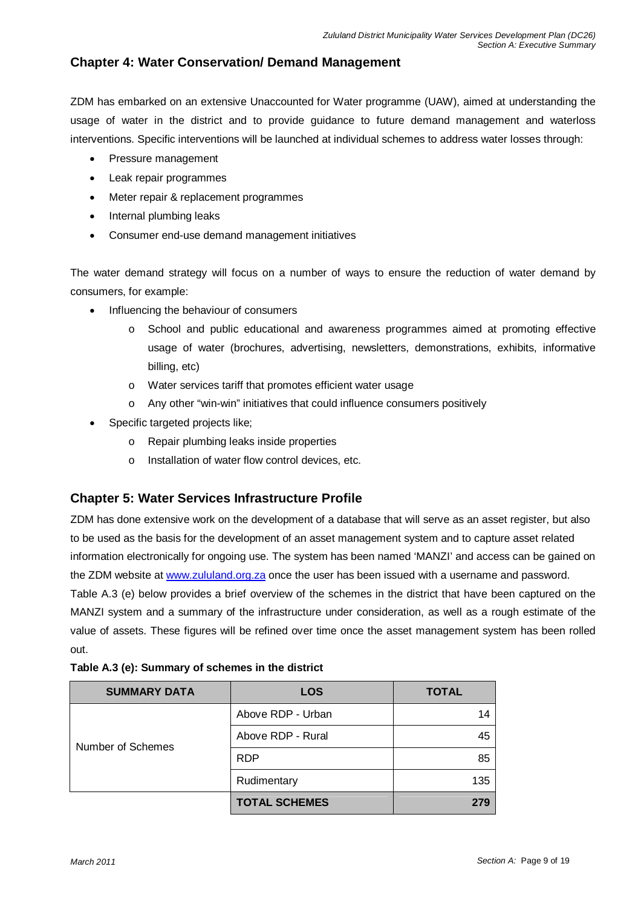## Chapter 4: Water Conservation/ Demand Management

ZDM has embarked on an extensive Unaccounted for Water programme (UAW), aimed at understanding the usage of water in the district and to provide guidance to future demand management and waterloss interventions. Specific interventions will be launched at individual schemes to address water losses through:

- Pressure management
- Leak repair programmes
- Meter repair & replacement programmes
- Internal plumbing leaks
- Consumer end-use demand management initiatives

The water demand strategy will focus on a number of ways to ensure the reduction of water demand by consumers, for example:

- Influencing the behaviour of consumers
  - School and public educational and awareness programmes aimed at promoting effective usage of water (brochures, advertising, newsletters, demonstrations, exhibits, informative billing, etc)
  - Water services tariff that promotes efficient water usage
  - Any other "win-win" initiatives that could influence consumers positively
- Specific targeted projects like;
  - Repair plumbing leaks inside properties
  - Installation of water flow control devices, etc.

## Chapter 5: Water Services Infrastructure Profile

ZDM has done extensive work on the development of a database that will serve as an asset register, but also to be used as the basis for the development of an asset management system and to capture asset related information electronically for ongoing use. The system has been named 'MANZI' and access can be gained on the ZDM website at www.zululand.org.za once the user has been issued with a username and password.

Table A.3 (e) below provides a brief overview of the schemes in the district that have been captured on the MANZI system and a summary of the infrastructure under consideration, as well as a rough estimate of the value of assets. These figures will be refined over time once the asset management system has been rolled out.

**Table A.3 (e): Summary of schemes in the district**

| SUMMARY DATA | LOS | TOTAL |
|---|---|---|
| Number of Schemes | Above RDP - Urban | 14 |
| | Above RDP - Rural | 45 |
| | RDP | 85 |
| | Rudimentary | 135 |
| | **TOTAL SCHEMES** | **279** |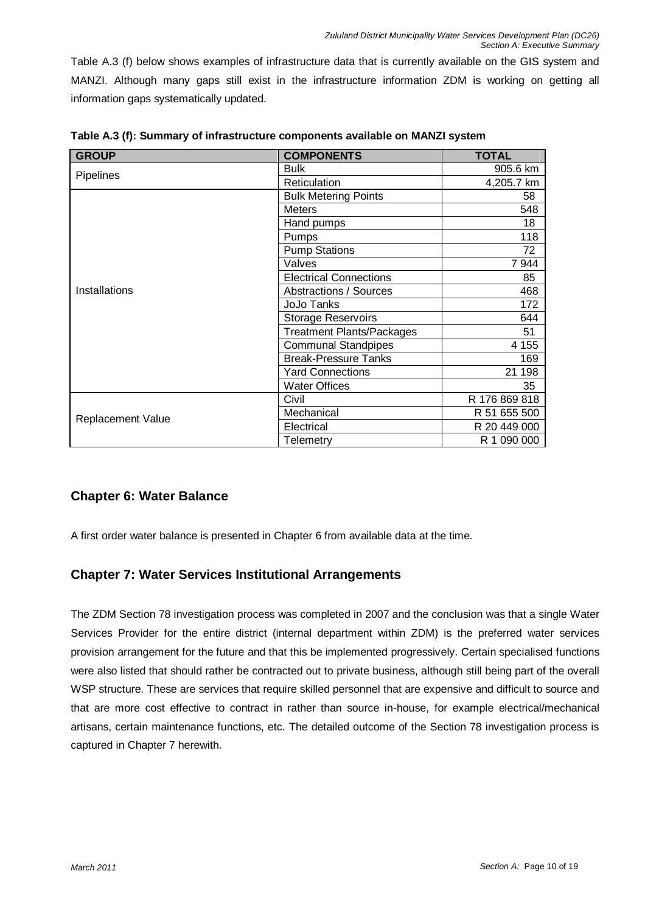Table A.3 (f) below shows examples of infrastructure data that is currently available on the GIS system and MANZI. Although many gaps still exist in the infrastructure information ZDM is working on getting all information gaps systematically updated.

**Table A.3 (f): Summary of infrastructure components available on MANZI system**

| GROUP | COMPONENTS | TOTAL |
|---|---|---|
| Pipelines | Bulk | 905.6 km |
| | Reticulation | 4,205.7 km |
| Installations | Bulk Metering Points | 58 |
| | Meters | 548 |
| | Hand pumps | 18 |
| | Pumps | 118 |
| | Pump Stations | 72 |
| | Valves | 7 944 |
| | Electrical Connections | 85 |
| | Abstractions / Sources | 468 |
| | JoJo Tanks | 172 |
| | Storage Reservoirs | 644 |
| | Treatment Plants/Packages | 51 |
| | Communal Standpipes | 4 155 |
| | Break-Pressure Tanks | 169 |
| | Yard Connections | 21 198 |
| | Water Offices | 35 |
| Replacement Value | Civil | R 176 869 818 |
| | Mechanical | R 51 655 500 |
| | Electrical | R 20 449 000 |
| | Telemetry | R 1 090 000 |

## Chapter 6: Water Balance

A first order water balance is presented in Chapter 6 from available data at the time.

## Chapter 7: Water Services Institutional Arrangements

The ZDM Section 78 investigation process was completed in 2007 and the conclusion was that a single Water Services Provider for the entire district (internal department within ZDM) is the preferred water services provision arrangement for the future and that this be implemented progressively. Certain specialised functions were also listed that should rather be contracted out to private business, although still being part of the overall WSP structure. These are services that require skilled personnel that are expensive and difficult to source and that are more cost effective to contract in rather than source in-house, for example electrical/mechanical artisans, certain maintenance functions, etc. The detailed outcome of the Section 78 investigation process is captured in Chapter 7 herewith.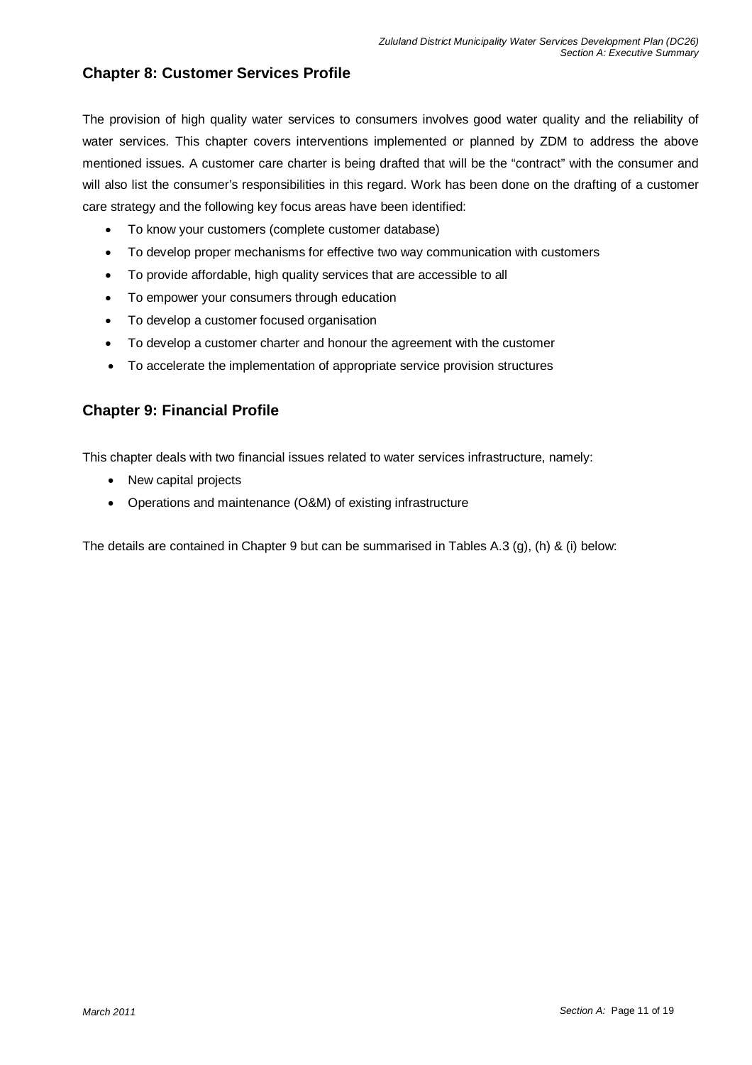## Chapter 8: Customer Services Profile

The provision of high quality water services to consumers involves good water quality and the reliability of water services. This chapter covers interventions implemented or planned by ZDM to address the above mentioned issues. A customer care charter is being drafted that will be the "contract" with the consumer and will also list the consumer's responsibilities in this regard. Work has been done on the drafting of a customer care strategy and the following key focus areas have been identified:

- To know your customers (complete customer database)
- To develop proper mechanisms for effective two way communication with customers
- To provide affordable, high quality services that are accessible to all
- To empower your consumers through education
- To develop a customer focused organisation
- To develop a customer charter and honour the agreement with the customer
- To accelerate the implementation of appropriate service provision structures

## Chapter 9: Financial Profile

This chapter deals with two financial issues related to water services infrastructure, namely:

- New capital projects
- Operations and maintenance (O&M) of existing infrastructure

The details are contained in Chapter 9 but can be summarised in Tables A.3 (g), (h) & (i) below: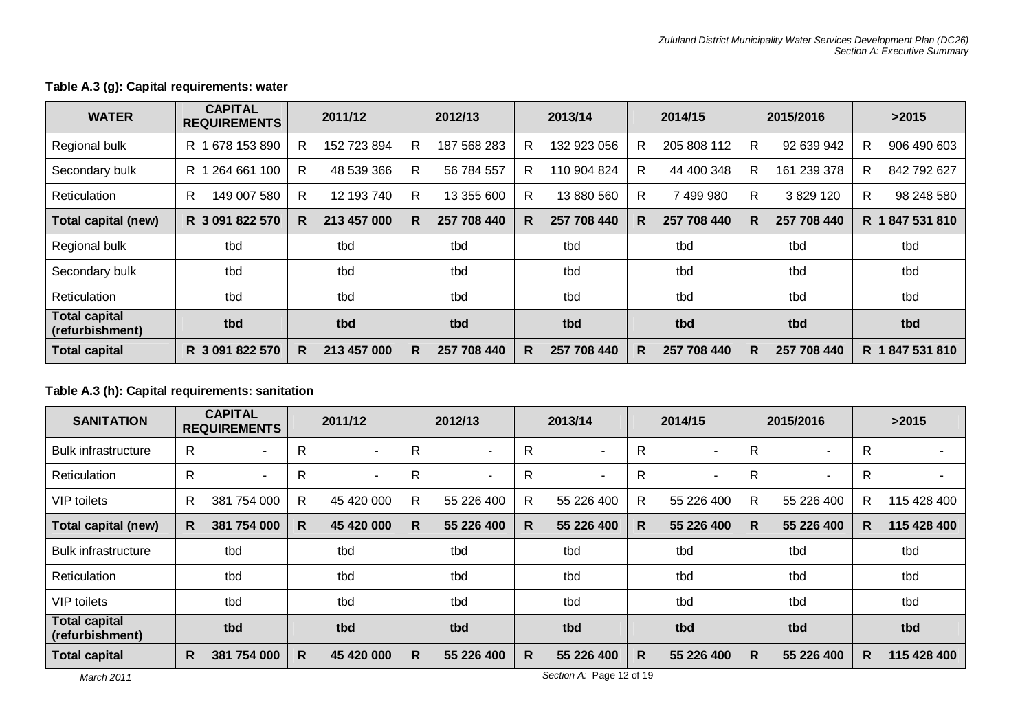**Table A.3 (g): Capital requirements: water**

| WATER | CAPITAL REQUIREMENTS | 2011/12 | 2012/13 | 2013/14 | 2014/15 | 2015/2016 | >2015 |
|---|---|---|---|---|---|---|---|
| Regional bulk | R 1 678 153 890 | R 152 723 894 | R 187 568 283 | R 132 923 056 | R 205 808 112 | R 92 639 942 | R 906 490 603 |
| Secondary bulk | R 1 264 661 100 | R 48 539 366 | R 56 784 557 | R 110 904 824 | R 44 400 348 | R 161 239 378 | R 842 792 627 |
| Reticulation | R 149 007 580 | R 12 193 740 | R 13 355 600 | R 13 880 560 | R 7 499 980 | R 3 829 120 | R 98 248 580 |
| **Total capital (new)** | **R 3 091 822 570** | **R 213 457 000** | **R 257 708 440** | **R 257 708 440** | **R 257 708 440** | **R 257 708 440** | **R 1 847 531 810** |
| Regional bulk | tbd | tbd | tbd | tbd | tbd | tbd | tbd |
| Secondary bulk | tbd | tbd | tbd | tbd | tbd | tbd | tbd |
| Reticulation | tbd | tbd | tbd | tbd | tbd | tbd | tbd |
| **Total capital (refurbishment)** | **tbd** | **tbd** | **tbd** | **tbd** | **tbd** | **tbd** | **tbd** |
| **Total capital** | **R 3 091 822 570** | **R 213 457 000** | **R 257 708 440** | **R 257 708 440** | **R 257 708 440** | **R 257 708 440** | **R 1 847 531 810** |

**Table A.3 (h): Capital requirements: sanitation**

| SANITATION | CAPITAL REQUIREMENTS | 2011/12 | 2012/13 | 2013/14 | 2014/15 | 2015/2016 | >2015 |
|---|---|---|---|---|---|---|---|
| Bulk infrastructure | R - | R - | R - | R - | R - | R - | R - |
| Reticulation | R - | R - | R - | R - | R - | R - | R - |
| VIP toilets | R 381 754 000 | R 45 420 000 | R 55 226 400 | R 55 226 400 | R 55 226 400 | R 55 226 400 | R 115 428 400 |
| **Total capital (new)** | **R 381 754 000** | **R 45 420 000** | **R 55 226 400** | **R 55 226 400** | **R 55 226 400** | **R 55 226 400** | **R 115 428 400** |
| Bulk infrastructure | tbd | tbd | tbd | tbd | tbd | tbd | tbd |
| Reticulation | tbd | tbd | tbd | tbd | tbd | tbd | tbd |
| VIP toilets | tbd | tbd | tbd | tbd | tbd | tbd | tbd |
| **Total capital (refurbishment)** | **tbd** | **tbd** | **tbd** | **tbd** | **tbd** | **tbd** | **tbd** |
| **Total capital** | **R 381 754 000** | **R 45 420 000** | **R 55 226 400** | **R 55 226 400** | **R 55 226 400** | **R 55 226 400** | **R 115 428 400** |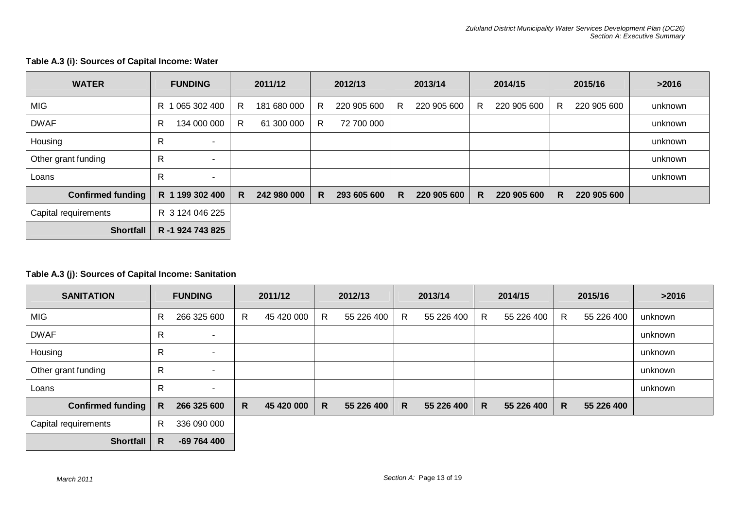**Table A.3 (i): Sources of Capital Income: Water**

| WATER | FUNDING | 2011/12 | 2012/13 | 2013/14 | 2014/15 | 2015/16 | >2016 |
|---|---|---|---|---|---|---|---|
| MIG | R 1 065 302 400 | R 181 680 000 | R 220 905 600 | R 220 905 600 | R 220 905 600 | R 220 905 600 | unknown |
| DWAF | R 134 000 000 | R 61 300 000 | R 72 700 000 | | | | unknown |
| Housing | R - | | | | | | unknown |
| Other grant funding | R - | | | | | | unknown |
| Loans | R - | | | | | | unknown |
| **Confirmed funding** | **R 1 199 302 400** | **R 242 980 000** | **R 293 605 600** | **R 220 905 600** | **R 220 905 600** | **R 220 905 600** | |
| Capital requirements | R 3 124 046 225 | | | | | | |
| **Shortfall** | **R -1 924 743 825** | | | | | | |

**Table A.3 (j): Sources of Capital Income: Sanitation**

| SANITATION | FUNDING | 2011/12 | 2012/13 | 2013/14 | 2014/15 | 2015/16 | >2016 |
|---|---|---|---|---|---|---|---|
| MIG | R 266 325 600 | R 45 420 000 | R 55 226 400 | R 55 226 400 | R 55 226 400 | R 55 226 400 | unknown |
| DWAF | R - | | | | | | unknown |
| Housing | R - | | | | | | unknown |
| Other grant funding | R - | | | | | | unknown |
| Loans | R - | | | | | | unknown |
| **Confirmed funding** | **R 266 325 600** | **R 45 420 000** | **R 55 226 400** | **R 55 226 400** | **R 55 226 400** | **R 55 226 400** | |
| Capital requirements | R 336 090 000 | | | | | | |
| **Shortfall** | **R -69 764 400** | | | | | | |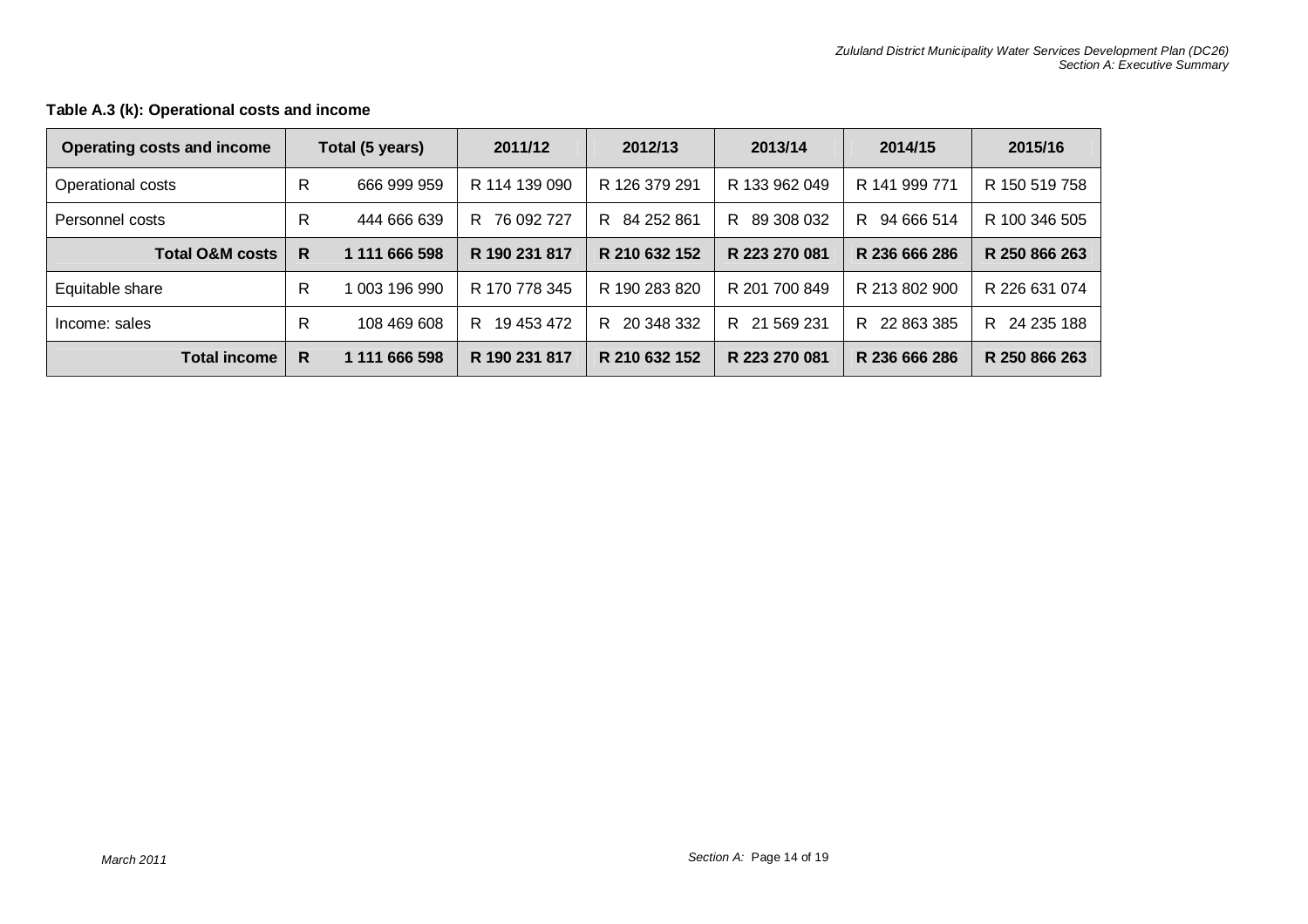**Table A.3 (k): Operational costs and income**

| Operating costs and income | Total (5 years) | 2011/12 | 2012/13 | 2013/14 | 2014/15 | 2015/16 |
|---|---|---|---|---|---|---|
| Operational costs | R 666 999 959 | R 114 139 090 | R 126 379 291 | R 133 962 049 | R 141 999 771 | R 150 519 758 |
| Personnel costs | R 444 666 639 | R 76 092 727 | R 84 252 861 | R 89 308 032 | R 94 666 514 | R 100 346 505 |
| **Total O&M costs** | **R 1 111 666 598** | **R 190 231 817** | **R 210 632 152** | **R 223 270 081** | **R 236 666 286** | **R 250 866 263** |
| Equitable share | R 1 003 196 990 | R 170 778 345 | R 190 283 820 | R 201 700 849 | R 213 802 900 | R 226 631 074 |
| Income: sales | R 108 469 608 | R 19 453 472 | R 20 348 332 | R 21 569 231 | R 22 863 385 | R 24 235 188 |
| **Total income** | **R 1 111 666 598** | **R 190 231 817** | **R 210 632 152** | **R 223 270 081** | **R 236 666 286** | **R 250 866 263** |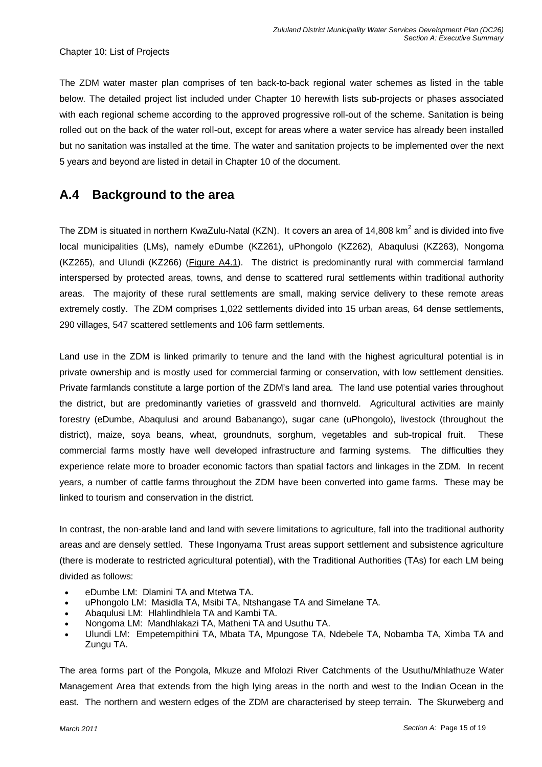Chapter 10: List of Projects

The ZDM water master plan comprises of ten back-to-back regional water schemes as listed in the table below. The detailed project list included under Chapter 10 herewith lists sub-projects or phases associated with each regional scheme according to the approved progressive roll-out of the scheme. Sanitation is being rolled out on the back of the water roll-out, except for areas where a water service has already been installed but no sanitation was installed at the time. The water and sanitation projects to be implemented over the next 5 years and beyond are listed in detail in Chapter 10 of the document.

## A.4 Background to the area

The ZDM is situated in northern KwaZulu-Natal (KZN). It covers an area of 14,808 km$^2$ and is divided into five local municipalities (LMs), namely eDumbe (KZ261), uPhongolo (KZ262), Abaqulusi (KZ263), Nongoma (KZ265), and Ulundi (KZ266) (Figure A4.1). The district is predominantly rural with commercial farmland interspersed by protected areas, towns, and dense to scattered rural settlements within traditional authority areas. The majority of these rural settlements are small, making service delivery to these remote areas extremely costly. The ZDM comprises 1,022 settlements divided into 15 urban areas, 64 dense settlements, 290 villages, 547 scattered settlements and 106 farm settlements.

Land use in the ZDM is linked primarily to tenure and the land with the highest agricultural potential is in private ownership and is mostly used for commercial farming or conservation, with low settlement densities. Private farmlands constitute a large portion of the ZDM's land area. The land use potential varies throughout the district, but are predominantly varieties of grassveld and thornveld. Agricultural activities are mainly forestry (eDumbe, Abaqulusi and around Babanango), sugar cane (uPhongolo), livestock (throughout the district), maize, soya beans, wheat, groundnuts, sorghum, vegetables and sub-tropical fruit. These commercial farms mostly have well developed infrastructure and farming systems. The difficulties they experience relate more to broader economic factors than spatial factors and linkages in the ZDM. In recent years, a number of cattle farms throughout the ZDM have been converted into game farms. These may be linked to tourism and conservation in the district.

In contrast, the non-arable land and land with severe limitations to agriculture, fall into the traditional authority areas and are densely settled. These Ingonyama Trust areas support settlement and subsistence agriculture (there is moderate to restricted agricultural potential), with the Traditional Authorities (TAs) for each LM being divided as follows:

- eDumbe LM: Dlamini TA and Mtetwa TA.
- uPhongolo LM: Masidla TA, Msibi TA, Ntshangase TA and Simelane TA.
- Abaqulusi LM: Hlahlindhlela TA and Kambi TA.
- Nongoma LM: Mandhlakazi TA, Matheni TA and Usuthu TA.
- Ulundi LM: Empetempithini TA, Mbata TA, Mpungose TA, Ndebele TA, Nobamba TA, Ximba TA and Zungu TA.

The area forms part of the Pongola, Mkuze and Mfolozi River Catchments of the Usuthu/Mhlathuze Water Management Area that extends from the high lying areas in the north and west to the Indian Ocean in the east. The northern and western edges of the ZDM are characterised by steep terrain. The Skurweberg and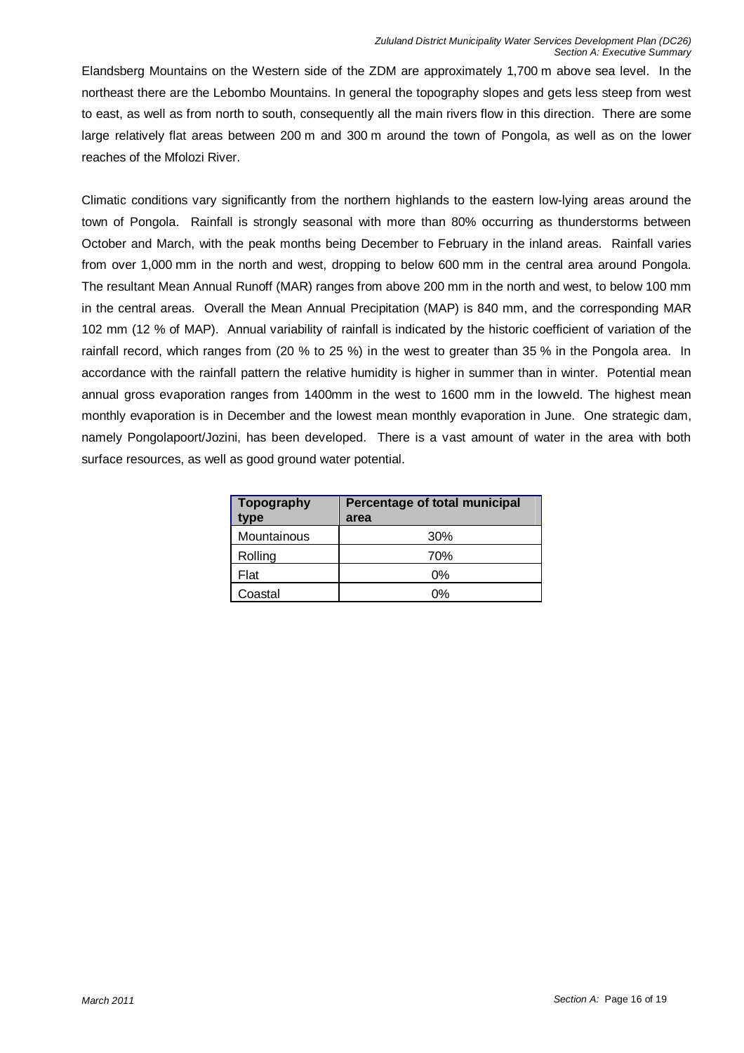Elandsberg Mountains on the Western side of the ZDM are approximately 1,700 m above sea level. In the northeast there are the Lebombo Mountains. In general the topography slopes and gets less steep from west to east, as well as from north to south, consequently all the main rivers flow in this direction. There are some large relatively flat areas between 200 m and 300 m around the town of Pongola, as well as on the lower reaches of the Mfolozi River.

Climatic conditions vary significantly from the northern highlands to the eastern low-lying areas around the town of Pongola. Rainfall is strongly seasonal with more than 80% occurring as thunderstorms between October and March, with the peak months being December to February in the inland areas. Rainfall varies from over 1,000 mm in the north and west, dropping to below 600 mm in the central area around Pongola. The resultant Mean Annual Runoff (MAR) ranges from above 200 mm in the north and west, to below 100 mm in the central areas. Overall the Mean Annual Precipitation (MAP) is 840 mm, and the corresponding MAR 102 mm (12 % of MAP). Annual variability of rainfall is indicated by the historic coefficient of variation of the rainfall record, which ranges from (20 % to 25 %) in the west to greater than 35 % in the Pongola area. In accordance with the rainfall pattern the relative humidity is higher in summer than in winter. Potential mean annual gross evaporation ranges from 1400mm in the west to 1600 mm in the lowveld. The highest mean monthly evaporation is in December and the lowest mean monthly evaporation in June. One strategic dam, namely Pongolapoort/Jozini, has been developed. There is a vast amount of water in the area with both surface resources, as well as good ground water potential.

| Topography type | Percentage of total municipal area |
|---|---|
| Mountainous | 30% |
| Rolling | 70% |
| Flat | 0% |
| Coastal | 0% |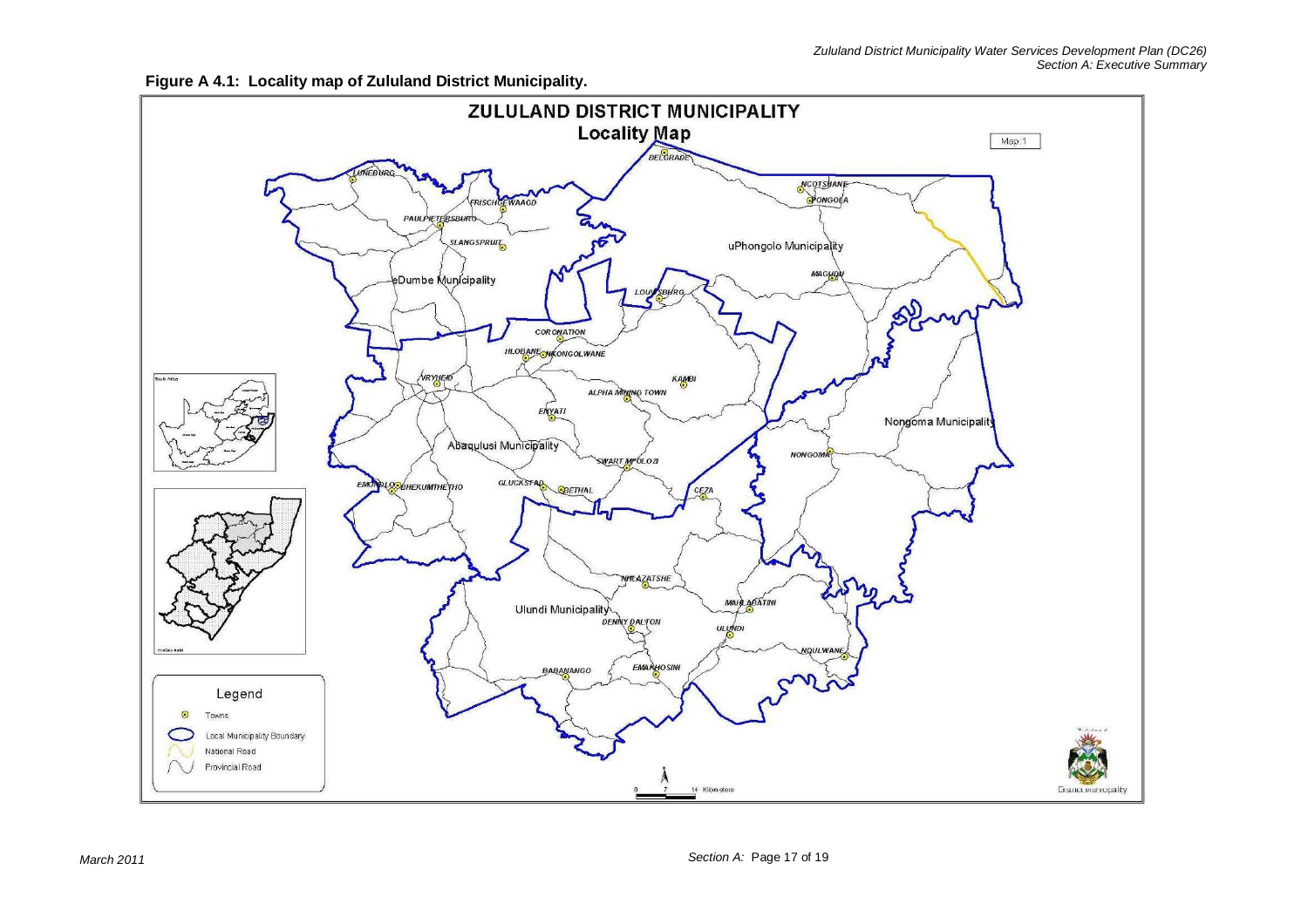**Figure A 4.1: Locality map of Zululand District Municipality.**

ZULULAND DISTRICT MUNICIPALITY

Locality Map

Map 1

Legend

- Towns
- Local Municipality Boundary
- National Road
- Provincial Road

0 7 14 Kilometers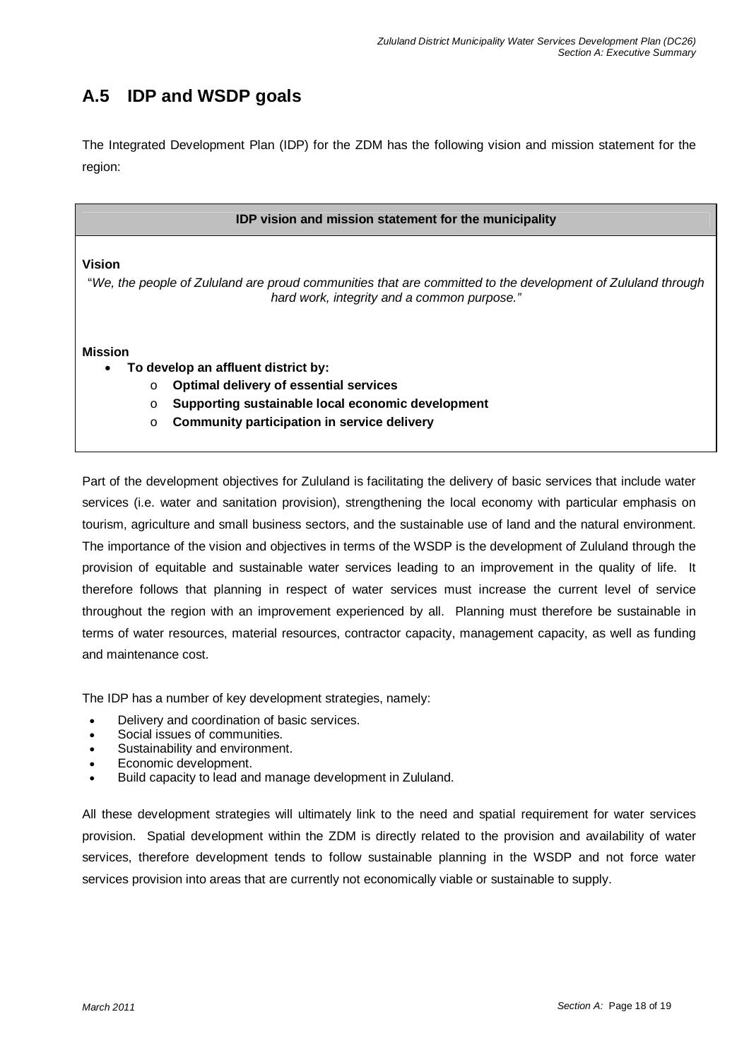## A.5 IDP and WSDP goals

The Integrated Development Plan (IDP) for the ZDM has the following vision and mission statement for the region:

| IDP vision and mission statement for the municipality |
|---|
| **Vision**<br>"*We, the people of Zululand are proud communities that are committed to the development of Zululand through hard work, integrity and a common purpose.*"<br><br>**Mission**<br>• **To develop an affluent district by:**<br>  o **Optimal delivery of essential services**<br>  o **Supporting sustainable local economic development**<br>  o **Community participation in service delivery** |

Part of the development objectives for Zululand is facilitating the delivery of basic services that include water services (i.e. water and sanitation provision), strengthening the local economy with particular emphasis on tourism, agriculture and small business sectors, and the sustainable use of land and the natural environment. The importance of the vision and objectives in terms of the WSDP is the development of Zululand through the provision of equitable and sustainable water services leading to an improvement in the quality of life. It therefore follows that planning in respect of water services must increase the current level of service throughout the region with an improvement experienced by all. Planning must therefore be sustainable in terms of water resources, material resources, contractor capacity, management capacity, as well as funding and maintenance cost.

The IDP has a number of key development strategies, namely:

- Delivery and coordination of basic services.
- Social issues of communities.
- Sustainability and environment.
- Economic development.
- Build capacity to lead and manage development in Zululand.

All these development strategies will ultimately link to the need and spatial requirement for water services provision. Spatial development within the ZDM is directly related to the provision and availability of water services, therefore development tends to follow sustainable planning in the WSDP and not force water services provision into areas that are currently not economically viable or sustainable to supply.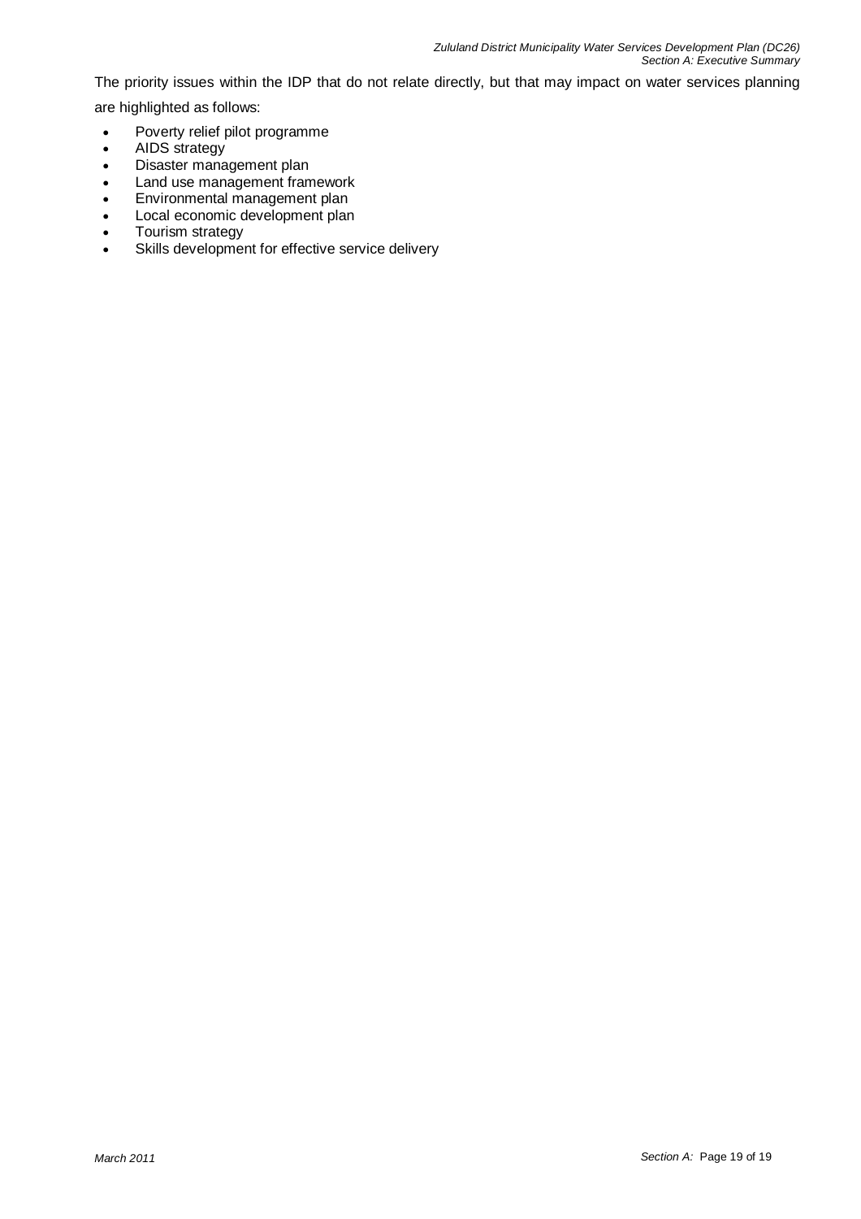The priority issues within the IDP that do not relate directly, but that may impact on water services planning are highlighted as follows:

- Poverty relief pilot programme
- AIDS strategy
- Disaster management plan
- Land use management framework
- Environmental management plan
- Local economic development plan
- Tourism strategy
- Skills development for effective service delivery